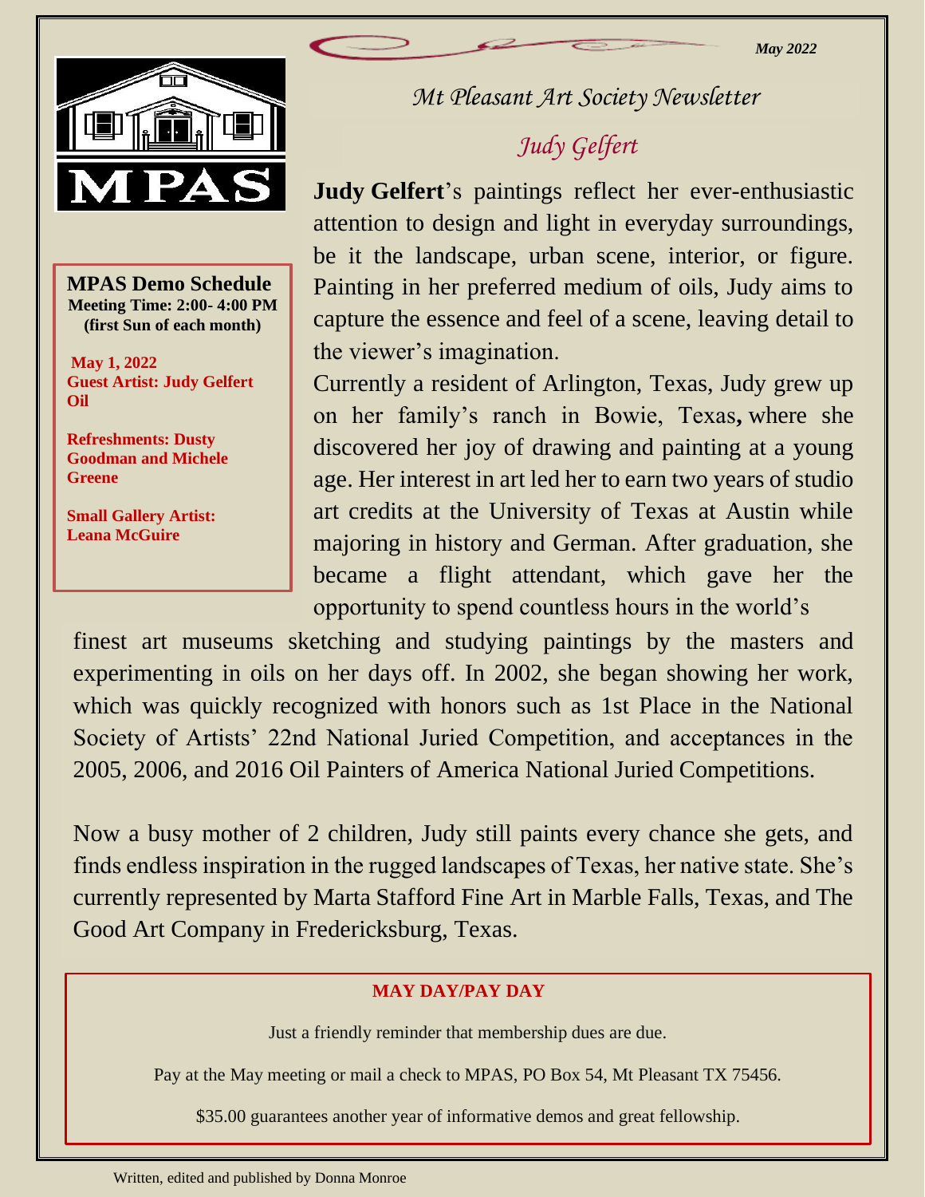May 2022

# Mt Pleasant Art Society Newsletter

**MPAS Demo Schedule**
**Meeting Time: 2:00- 4:00 PM**
**(first Sun of each month)**

**May 1, 2022**
**Guest Artist: Judy Gelfert**
**Oil**

**Refreshments: Dusty Goodman and Michele Greene**

**Small Gallery Artist: Leana McGuire**

## Judy Gelfert

**Judy Gelfert**'s paintings reflect her ever-enthusiastic attention to design and light in everyday surroundings, be it the landscape, urban scene, interior, or figure. Painting in her preferred medium of oils, Judy aims to capture the essence and feel of a scene, leaving detail to the viewer's imagination.

Currently a resident of Arlington, Texas, Judy grew up on her family's ranch in Bowie, Texas**,** where she discovered her joy of drawing and painting at a young age. Her interest in art led her to earn two years of studio art credits at the University of Texas at Austin while majoring in history and German. After graduation, she became a flight attendant, which gave her the opportunity to spend countless hours in the world's finest art museums sketching and studying paintings by the masters and experimenting in oils on her days off. In 2002, she began showing her work, which was quickly recognized with honors such as 1st Place in the National Society of Artists' 22nd National Juried Competition, and acceptances in the 2005, 2006, and 2016 Oil Painters of America National Juried Competitions.

Now a busy mother of 2 children, Judy still paints every chance she gets, and finds endless inspiration in the rugged landscapes of Texas, her native state. She's currently represented by Marta Stafford Fine Art in Marble Falls, Texas, and The Good Art Company in Fredericksburg, Texas.

**MAY DAY/PAY DAY**

Just a friendly reminder that membership dues are due.

Pay at the May meeting or mail a check to MPAS, PO Box 54, Mt Pleasant TX 75456.

$35.00 guarantees another year of informative demos and great fellowship.

Written, edited and published by Donna Monroe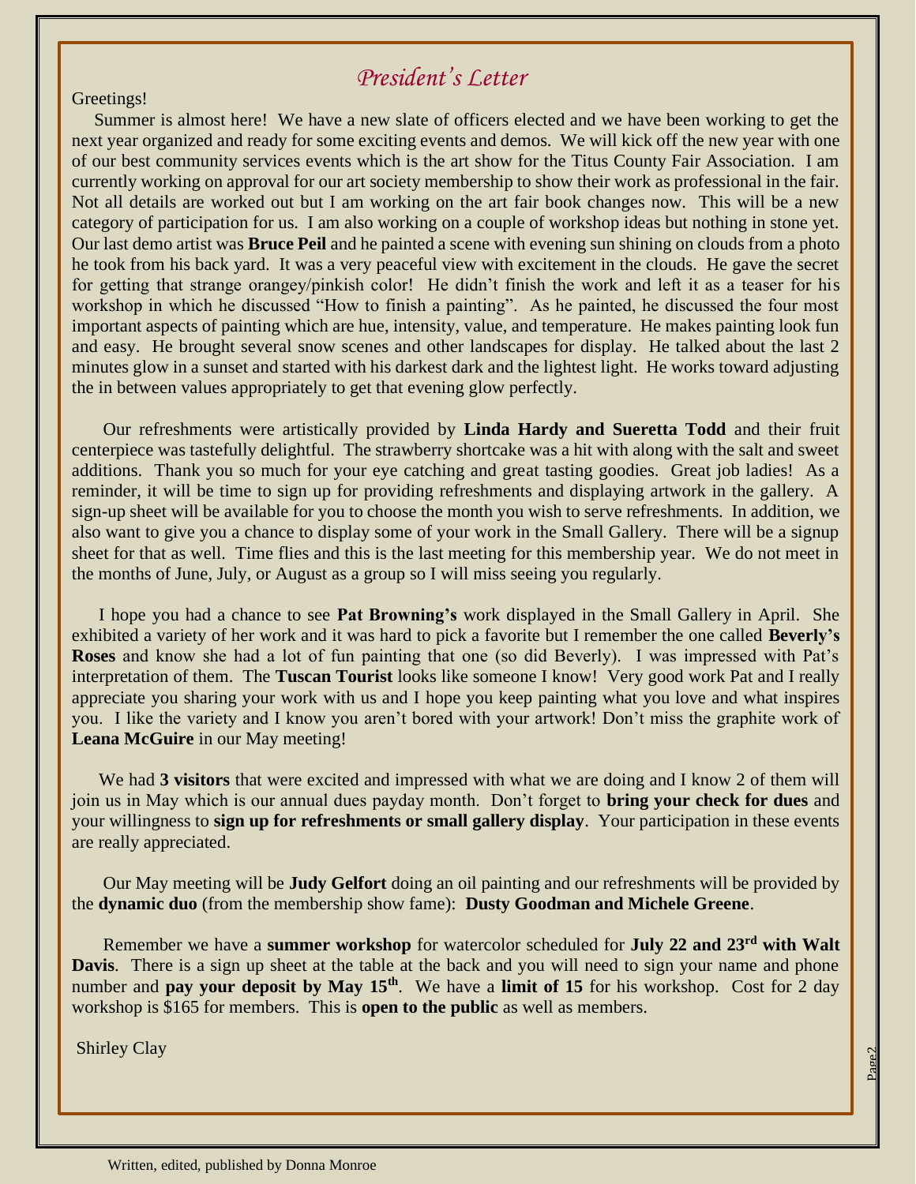# *President's Letter*

Greetings!

Summer is almost here! We have a new slate of officers elected and we have been working to get the next year organized and ready for some exciting events and demos. We will kick off the new year with one of our best community services events which is the art show for the Titus County Fair Association. I am currently working on approval for our art society membership to show their work as professional in the fair. Not all details are worked out but I am working on the art fair book changes now. This will be a new category of participation for us. I am also working on a couple of workshop ideas but nothing in stone yet. Our last demo artist was **Bruce Peil** and he painted a scene with evening sun shining on clouds from a photo he took from his back yard. It was a very peaceful view with excitement in the clouds. He gave the secret for getting that strange orangey/pinkish color! He didn't finish the work and left it as a teaser for his workshop in which he discussed "How to finish a painting". As he painted, he discussed the four most important aspects of painting which are hue, intensity, value, and temperature. He makes painting look fun and easy. He brought several snow scenes and other landscapes for display. He talked about the last 2 minutes glow in a sunset and started with his darkest dark and the lightest light. He works toward adjusting the in between values appropriately to get that evening glow perfectly.

Our refreshments were artistically provided by **Linda Hardy and Sueretta Todd** and their fruit centerpiece was tastefully delightful. The strawberry shortcake was a hit with along with the salt and sweet additions. Thank you so much for your eye catching and great tasting goodies. Great job ladies! As a reminder, it will be time to sign up for providing refreshments and displaying artwork in the gallery. A sign-up sheet will be available for you to choose the month you wish to serve refreshments. In addition, we also want to give you a chance to display some of your work in the Small Gallery. There will be a signup sheet for that as well. Time flies and this is the last meeting for this membership year. We do not meet in the months of June, July, or August as a group so I will miss seeing you regularly.

I hope you had a chance to see **Pat Browning's** work displayed in the Small Gallery in April. She exhibited a variety of her work and it was hard to pick a favorite but I remember the one called **Beverly's Roses** and know she had a lot of fun painting that one (so did Beverly). I was impressed with Pat's interpretation of them. The **Tuscan Tourist** looks like someone I know! Very good work Pat and I really appreciate you sharing your work with us and I hope you keep painting what you love and what inspires you. I like the variety and I know you aren't bored with your artwork! Don't miss the graphite work of **Leana McGuire** in our May meeting!

We had **3 visitors** that were excited and impressed with what we are doing and I know 2 of them will join us in May which is our annual dues payday month. Don't forget to **bring your check for dues** and your willingness to **sign up for refreshments or small gallery display**. Your participation in these events are really appreciated.

Our May meeting will be **Judy Gelfort** doing an oil painting and our refreshments will be provided by the **dynamic duo** (from the membership show fame): **Dusty Goodman and Michele Greene**.

Remember we have a **summer workshop** for watercolor scheduled for **July 22 and 23rd with Walt Davis**. There is a sign up sheet at the table at the back and you will need to sign your name and phone number and **pay your deposit by May 15th**. We have a **limit of 15** for his workshop. Cost for 2 day workshop is $165 for members. This is **open to the public** as well as members.

Shirley Clay

Written, edited, published by Donna Monroe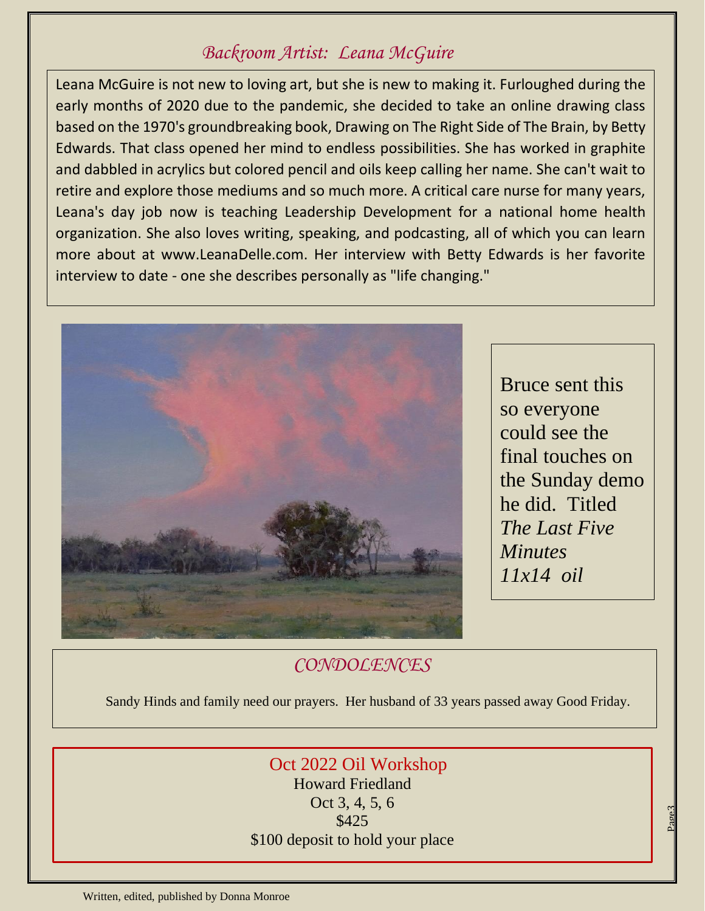## *Backroom Artist: Leana McGuire*

Leana McGuire is not new to loving art, but she is new to making it. Furloughed during the early months of 2020 due to the pandemic, she decided to take an online drawing class based on the 1970's groundbreaking book, Drawing on The Right Side of The Brain, by Betty Edwards. That class opened her mind to endless possibilities. She has worked in graphite and dabbled in acrylics but colored pencil and oils keep calling her name. She can't wait to retire and explore those mediums and so much more. A critical care nurse for many years, Leana's day job now is teaching Leadership Development for a national home health organization. She also loves writing, speaking, and podcasting, all of which you can learn more about at www.LeanaDelle.com. Her interview with Betty Edwards is her favorite interview to date - one she describes personally as "life changing."

Bruce sent this so everyone could see the final touches on the Sunday demo he did. Titled *The Last Five Minutes* *11x14 oil*

## *CONDOLENCES*

Sandy Hinds and family need our prayers. Her husband of 33 years passed away Good Friday.

## Oct 2022 Oil Workshop

Howard Friedland
Oct 3, 4, 5, 6
$425
$100 deposit to hold your place

Written, edited, published by Donna Monroe